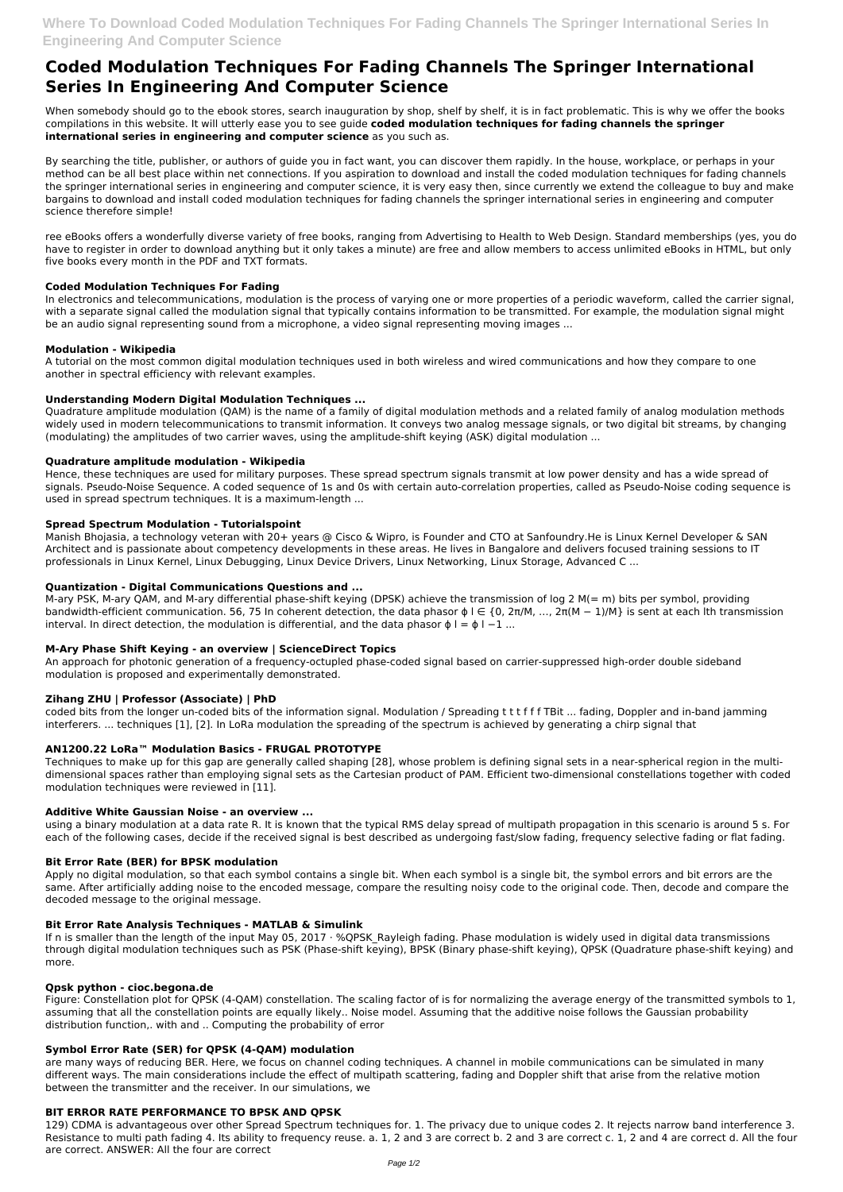# Coded Modulation Techniques For Fading Channels The Springer International Series In Engineering And Computer Science

When somebody should go to the ebook stores, search inauguration by shop, shelf by shelf, it is in fact problematic. This is why we offer the books compilations in this website. It will utterly ease you to see guide **coded modulation techniques for fading channels the springer international series in engineering and computer science** as you such as.

By searching the title, publisher, or authors of guide you in fact want, you can discover them rapidly. In the house, workplace, or perhaps in your method can be all best place within net connections. If you aspiration to download and install the coded modulation techniques for fading channels the springer international series in engineering and computer science, it is very easy then, since currently we extend the colleague to buy and make bargains to download and install coded modulation techniques for fading channels the springer international series in engineering and computer science therefore simple!

ree eBooks offers a wonderfully diverse variety of free books, ranging from Advertising to Health to Web Design. Standard memberships (yes, you do have to register in order to download anything but it only takes a minute) are free and allow members to access unlimited eBooks in HTML, but only five books every month in the PDF and TXT formats.

### Coded Modulation Techniques For Fading

In electronics and telecommunications, modulation is the process of varying one or more properties of a periodic waveform, called the carrier signal, with a separate signal called the modulation signal that typically contains information to be transmitted. For example, the modulation signal might be an audio signal representing sound from a microphone, a video signal representing moving images ...

### Modulation - Wikipedia

A tutorial on the most common digital modulation techniques used in both wireless and wired communications and how they compare to one another in spectral efficiency with relevant examples.

### Understanding Modern Digital Modulation Techniques ...

Quadrature amplitude modulation (QAM) is the name of a family of digital modulation methods and a related family of analog modulation methods widely used in modern telecommunications to transmit information. It conveys two analog message signals, or two digital bit streams, by changing (modulating) the amplitudes of two carrier waves, using the amplitude-shift keying (ASK) digital modulation ...

### Quadrature amplitude modulation - Wikipedia

Hence, these techniques are used for military purposes. These spread spectrum signals transmit at low power density and has a wide spread of signals. Pseudo-Noise Sequence. A coded sequence of 1s and 0s with certain auto-correlation properties, called as Pseudo-Noise coding sequence is used in spread spectrum techniques. It is a maximum-length ...

### Spread Spectrum Modulation - Tutorialspoint

Manish Bhojasia, a technology veteran with 20+ years @ Cisco & Wipro, is Founder and CTO at Sanfoundry.He is Linux Kernel Developer & SAN Architect and is passionate about competency developments in these areas. He lives in Bangalore and delivers focused training sessions to IT professionals in Linux Kernel, Linux Debugging, Linux Device Drivers, Linux Networking, Linux Storage, Advanced C ...

### Quantization - Digital Communications Questions and ...

M-ary PSK, M-ary QAM, and M-ary differential phase-shift keying (DPSK) achieve the transmission of log 2 M(= m) bits per symbol, providing bandwidth-efficient communication. 56, 75 In coherent detection, the data phasor $\phi_l \in \{0, 2\pi/M, \ldots, 2\pi(M-1)/M\}$ is sent at each lth transmission interval. In direct detection, the modulation is differential, and the data phasor $\phi_l = \phi_{l-1}$ ...

### M-Ary Phase Shift Keying - an overview | ScienceDirect Topics

An approach for photonic generation of a frequency-octupled phase-coded signal based on carrier-suppressed high-order double sideband modulation is proposed and experimentally demonstrated.

### Zihang ZHU | Professor (Associate) | PhD

coded bits from the longer un-coded bits of the information signal. Modulation / Spreading t t t f f f TBit ... fading, Doppler and in-band jamming interferers. ... techniques [1], [2]. In LoRa modulation the spreading of the spectrum is achieved by generating a chirp signal that

### AN1200.22 LoRa™ Modulation Basics - FRUGAL PROTOTYPE

Techniques to make up for this gap are generally called shaping [28], whose problem is defining signal sets in a near-spherical region in the multi-dimensional spaces rather than employing signal sets as the Cartesian product of PAM. Efficient two-dimensional constellations together with coded modulation techniques were reviewed in [11].

### Additive White Gaussian Noise - an overview ...

using a binary modulation at a data rate R. It is known that the typical RMS delay spread of multipath propagation in this scenario is around 5 s. For each of the following cases, decide if the received signal is best described as undergoing fast/slow fading, frequency selective fading or flat fading.

### Bit Error Rate (BER) for BPSK modulation

Apply no digital modulation, so that each symbol contains a single bit. When each symbol is a single bit, the symbol errors and bit errors are the same. After artificially adding noise to the encoded message, compare the resulting noisy code to the original code. Then, decode and compare the decoded message to the original message.

### Bit Error Rate Analysis Techniques - MATLAB & Simulink

If n is smaller than the length of the input May 05, 2017 · %QPSK_Rayleigh fading. Phase modulation is widely used in digital data transmissions through digital modulation techniques such as PSK (Phase-shift keying), BPSK (Binary phase-shift keying), QPSK (Quadrature phase-shift keying) and more.

### Qpsk python - cioc.begona.de

Figure: Constellation plot for QPSK (4-QAM) constellation. The scaling factor of is for normalizing the average energy of the transmitted symbols to 1, assuming that all the constellation points are equally likely.. Noise model. Assuming that the additive noise follows the Gaussian probability distribution function,. with and .. Computing the probability of error

### Symbol Error Rate (SER) for QPSK (4-QAM) modulation

are many ways of reducing BER. Here, we focus on channel coding techniques. A channel in mobile communications can be simulated in many different ways. The main considerations include the effect of multipath scattering, fading and Doppler shift that arise from the relative motion between the transmitter and the receiver. In our simulations, we

### BIT ERROR RATE PERFORMANCE TO BPSK AND QPSK

129) CDMA is advantageous over other Spread Spectrum techniques for. 1. The privacy due to unique codes 2. It rejects narrow band interference 3. Resistance to multi path fading 4. Its ability to frequency reuse. a. 1, 2 and 3 are correct b. 2 and 3 are correct c. 1, 2 and 4 are correct d. All the four are correct. ANSWER: All the four are correct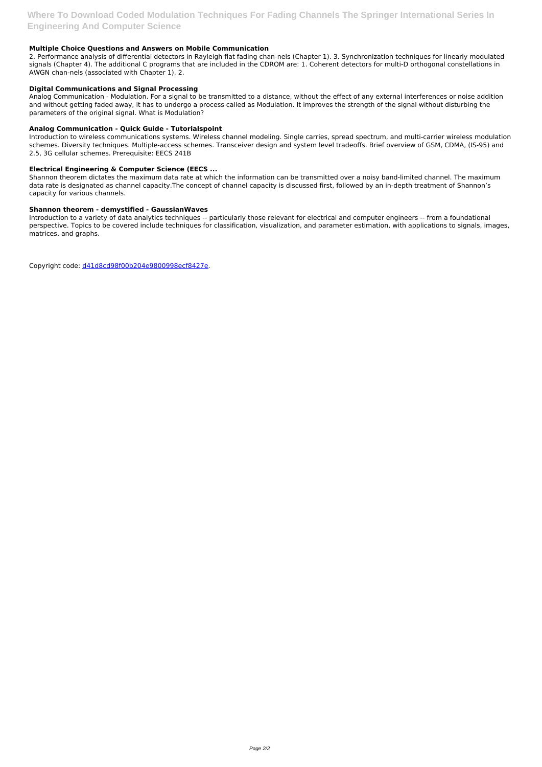### Multiple Choice Questions and Answers on Mobile Communication

2. Performance analysis of differential detectors in Rayleigh flat fading chan-nels (Chapter 1). 3. Synchronization techniques for linearly modulated signals (Chapter 4). The additional C programs that are included in the CDROM are: 1. Coherent detectors for multi-D orthogonal constellations in AWGN chan-nels (associated with Chapter 1). 2.

### Digital Communications and Signal Processing

Analog Communication - Modulation. For a signal to be transmitted to a distance, without the effect of any external interferences or noise addition and without getting faded away, it has to undergo a process called as Modulation. It improves the strength of the signal without disturbing the parameters of the original signal. What is Modulation?

### Analog Communication - Quick Guide - Tutorialspoint

Introduction to wireless communications systems. Wireless channel modeling. Single carries, spread spectrum, and multi-carrier wireless modulation schemes. Diversity techniques. Multiple-access schemes. Transceiver design and system level tradeoffs. Brief overview of GSM, CDMA, (IS-95) and 2.5, 3G cellular schemes. Prerequisite: EECS 241B

### Electrical Engineering & Computer Science (EECS ...

Shannon theorem dictates the maximum data rate at which the information can be transmitted over a noisy band-limited channel. The maximum data rate is designated as channel capacity.The concept of channel capacity is discussed first, followed by an in-depth treatment of Shannon's capacity for various channels.

### Shannon theorem - demystified - GaussianWaves

Introduction to a variety of data analytics techniques -- particularly those relevant for electrical and computer engineers -- from a foundational perspective. Topics to be covered include techniques for classification, visualization, and parameter estimation, with applications to signals, images, matrices, and graphs.

Copyright code: d41d8cd98f00b204e9800998ecf8427e.